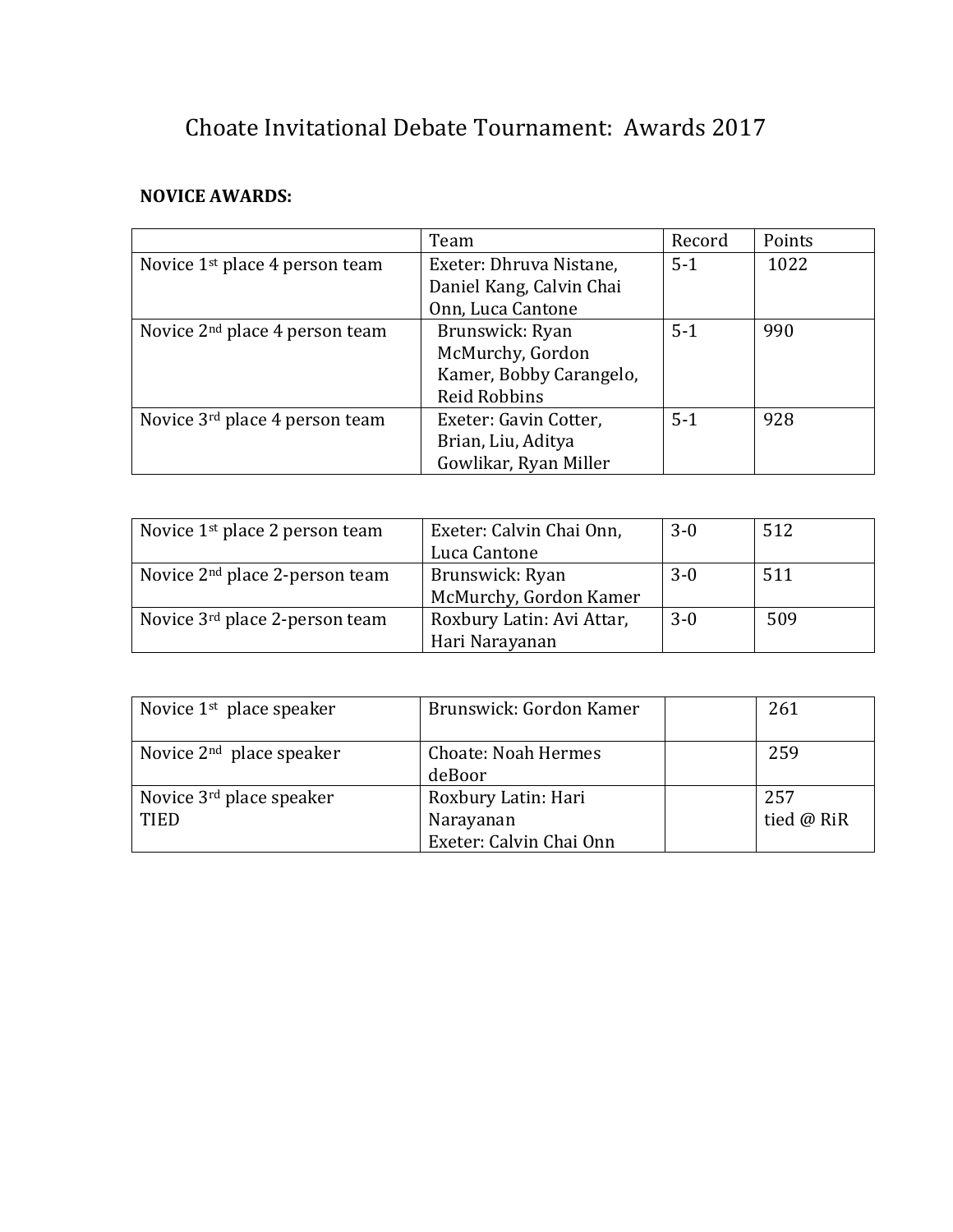# Choate Invitational Debate Tournament: Awards 2017

**NOVICE AWARDS:**

| | Team | Record | Points |
|---|---|---|---|
| Novice 1st place 4 person team | Exeter: Dhruva Nistane, Daniel Kang, Calvin Chai Onn, Luca Cantone | 5-1 | 1022 |
| Novice 2nd place 4 person team | Brunswick: Ryan McMurchy, Gordon Kamer, Bobby Carangelo, Reid Robbins | 5-1 | 990 |
| Novice 3rd place 4 person team | Exeter: Gavin Cotter, Brian, Liu, Aditya Gowlikar, Ryan Miller | 5-1 | 928 |

| | | | |
|---|---|---|---|
| Novice 1st place 2 person team | Exeter: Calvin Chai Onn, Luca Cantone | 3-0 | 512 |
| Novice 2nd place 2-person team | Brunswick: Ryan McMurchy, Gordon Kamer | 3-0 | 511 |
| Novice 3rd place 2-person team | Roxbury Latin: Avi Attar, Hari Narayanan | 3-0 | 509 |

| | | | |
|---|---|---|---|
| Novice 1st place speaker | Brunswick: Gordon Kamer | | 261 |
| Novice 2nd place speaker | Choate: Noah Hermes deBoor | | 259 |
| Novice 3rd place speaker TIED | Roxbury Latin: Hari Narayanan<br>Exeter: Calvin Chai Onn | | 257 tied @ RiR |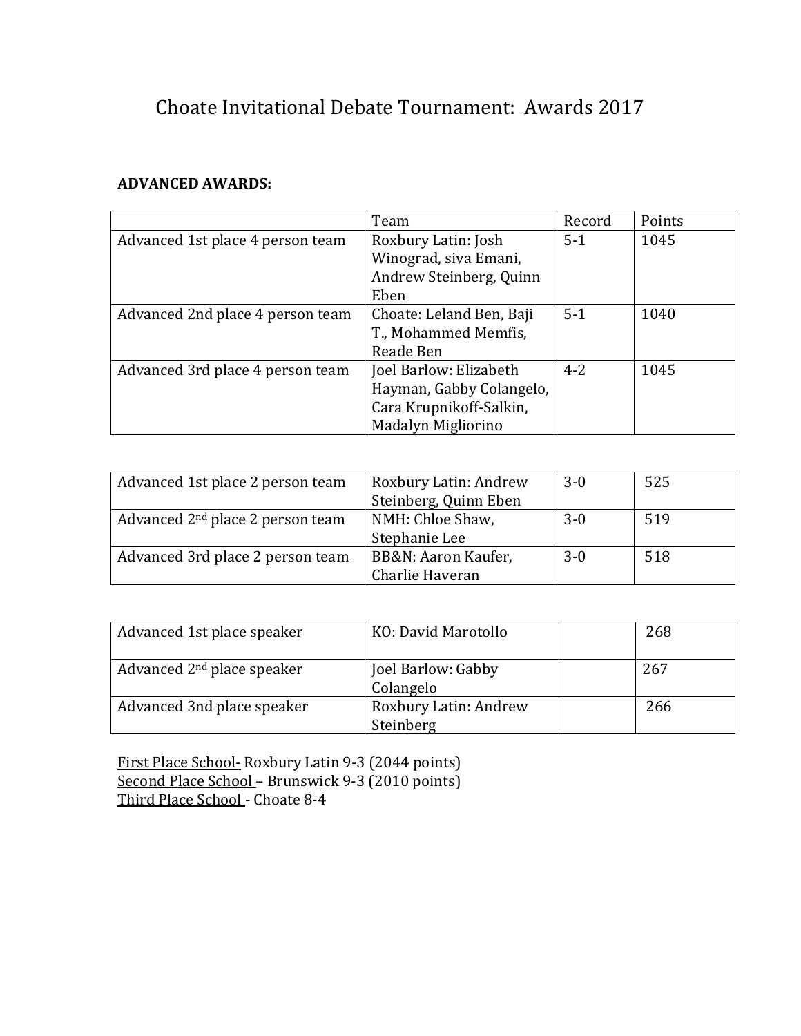# Choate Invitational Debate Tournament:  Awards 2017

**ADVANCED AWARDS:**

| | Team | Record | Points |
|---|---|---|---|
| Advanced 1st place 4 person team | Roxbury Latin: Josh Winograd, siva Emani, Andrew Steinberg, Quinn Eben | 5-1 | 1045 |
| Advanced 2nd place 4 person team | Choate: Leland Ben, Baji T., Mohammed Memfis, Reade Ben | 5-1 | 1040 |
| Advanced 3rd place 4 person team | Joel Barlow: Elizabeth Hayman, Gabby Colangelo, Cara Krupnikoff-Salkin, Madalyn Migliorino | 4-2 | 1045 |

| | | | |
|---|---|---|---|
| Advanced 1st place 2 person team | Roxbury Latin: Andrew Steinberg, Quinn Eben | 3-0 | 525 |
| Advanced 2nd place 2 person team | NMH: Chloe Shaw, Stephanie Lee | 3-0 | 519 |
| Advanced 3rd place 2 person team | BB&N: Aaron Kaufer, Charlie Haveran | 3-0 | 518 |

| | | | |
|---|---|---|---|
| Advanced 1st place speaker | KO: David Marotollo | | 268 |
| Advanced 2nd place speaker | Joel Barlow: Gabby Colangelo | | 267 |
| Advanced 3nd place speaker | Roxbury Latin: Andrew Steinberg | | 266 |

First Place School- Roxbury Latin 9-3 (2044 points)
Second Place School – Brunswick 9-3 (2010 points)
Third Place School - Choate 8-4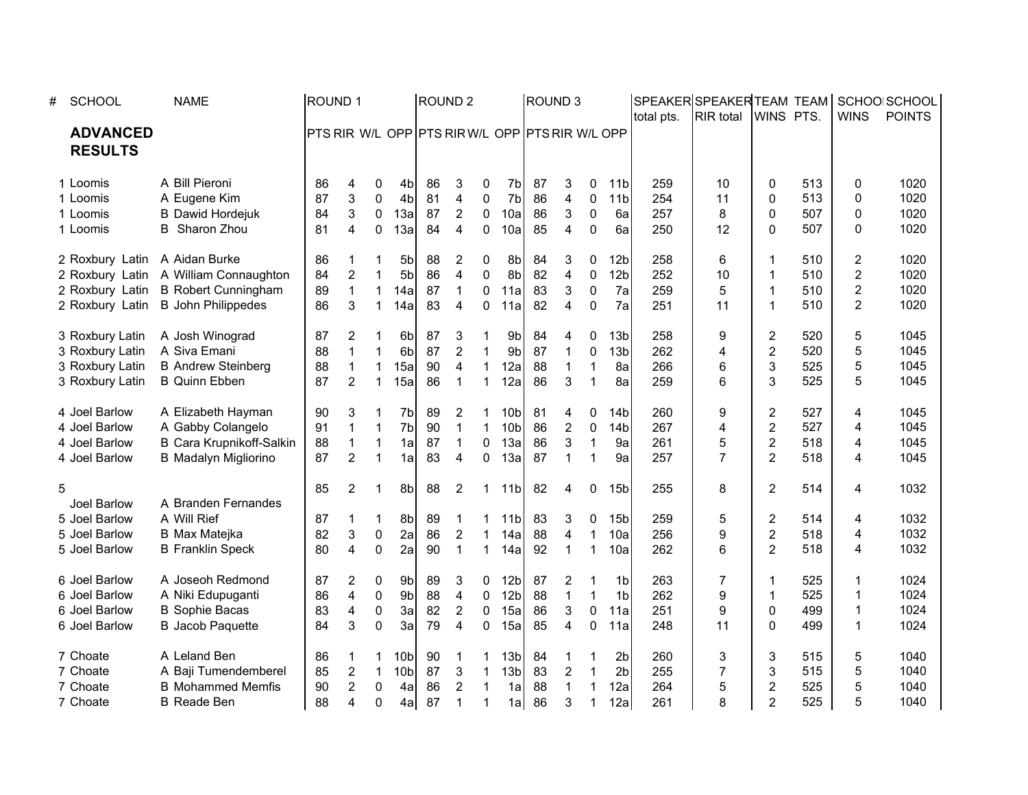| # | SCHOOL | NAME | ROUND 1 | | | | ROUND 2 | | | | ROUND 3 | | | | SPEAKER total pts. | SPEAKER RIR total | TEAM WINS | TEAM PTS. | SCHOOL WINS | SCHOOL POINTS |
|---|---|---|---|---|---|---|---|---|---|---|---|---|---|---|---|---|---|---|---|---|
| | **ADVANCED RESULTS** | | PTS | RIR | W/L | OPP | PTS | RIR | W/L | OPP | PTS | RIR | W/L | OPP | | | | | | |
| 1 | Loomis | A Bill Pieroni | 86 | 4 | 0 | 4b | 86 | 3 | 0 | 7b | 87 | 3 | 0 | 11b | 259 | 10 | 0 | 513 | 0 | 1020 |
| 1 | Loomis | A Eugene Kim | 87 | 3 | 0 | 4b | 81 | 4 | 0 | 7b | 86 | 4 | 0 | 11b | 254 | 11 | 0 | 513 | 0 | 1020 |
| 1 | Loomis | B Dawid Hordejuk | 84 | 3 | 0 | 13a | 87 | 2 | 0 | 10a | 86 | 3 | 0 | 6a | 257 | 8 | 0 | 507 | 0 | 1020 |
| 1 | Loomis | B Sharon Zhou | 81 | 4 | 0 | 13a | 84 | 4 | 0 | 10a | 85 | 4 | 0 | 6a | 250 | 12 | 0 | 507 | 0 | 1020 |
| 2 | Roxbury Latin | A Aidan Burke | 86 | 1 | 1 | 5b | 88 | 2 | 0 | 8b | 84 | 3 | 0 | 12b | 258 | 6 | 1 | 510 | 2 | 1020 |
| 2 | Roxbury Latin | A William Connaughton | 84 | 2 | 1 | 5b | 86 | 4 | 0 | 8b | 82 | 4 | 0 | 12b | 252 | 10 | 1 | 510 | 2 | 1020 |
| 2 | Roxbury Latin | B Robert Cunningham | 89 | 1 | 1 | 14a | 87 | 1 | 0 | 11a | 83 | 3 | 0 | 7a | 259 | 5 | 1 | 510 | 2 | 1020 |
| 2 | Roxbury Latin | B John Philippedes | 86 | 3 | 1 | 14a | 83 | 4 | 0 | 11a | 82 | 4 | 0 | 7a | 251 | 11 | 1 | 510 | 2 | 1020 |
| 3 | Roxbury Latin | A Josh Winograd | 87 | 2 | 1 | 6b | 87 | 3 | 1 | 9b | 84 | 4 | 0 | 13b | 258 | 9 | 2 | 520 | 5 | 1045 |
| 3 | Roxbury Latin | A Siva Emani | 88 | 1 | 1 | 6b | 87 | 2 | 1 | 9b | 87 | 1 | 0 | 13b | 262 | 4 | 2 | 520 | 5 | 1045 |
| 3 | Roxbury Latin | B Andrew Steinberg | 88 | 1 | 1 | 15a | 90 | 4 | 1 | 12a | 88 | 1 | 1 | 8a | 266 | 6 | 3 | 525 | 5 | 1045 |
| 3 | Roxbury Latin | B Quinn Ebben | 87 | 2 | 1 | 15a | 86 | 1 | 1 | 12a | 86 | 3 | 1 | 8a | 259 | 6 | 3 | 525 | 5 | 1045 |
| 4 | Joel Barlow | A Elizabeth Hayman | 90 | 3 | 1 | 7b | 89 | 2 | 1 | 10b | 81 | 4 | 0 | 14b | 260 | 9 | 2 | 527 | 4 | 1045 |
| 4 | Joel Barlow | A Gabby Colangelo | 91 | 1 | 1 | 7b | 90 | 1 | 1 | 10b | 86 | 2 | 0 | 14b | 267 | 4 | 2 | 527 | 4 | 1045 |
| 4 | Joel Barlow | B Cara Krupnikoff-Salkin | 88 | 1 | 1 | 1a | 87 | 1 | 0 | 13a | 86 | 3 | 1 | 9a | 261 | 5 | 2 | 518 | 4 | 1045 |
| 4 | Joel Barlow | B Madalyn Migliorino | 87 | 2 | 1 | 1a | 83 | 4 | 0 | 13a | 87 | 1 | 1 | 9a | 257 | 7 | 2 | 518 | 4 | 1045 |
| 5 | Joel Barlow | A Branden Fernandes | 85 | 2 | 1 | 8b | 88 | 2 | 1 | 11b | 82 | 4 | 0 | 15b | 255 | 8 | 2 | 514 | 4 | 1032 |
| 5 | Joel Barlow | A Will Rief | 87 | 1 | 1 | 8b | 89 | 1 | 1 | 11b | 83 | 3 | 0 | 15b | 259 | 5 | 2 | 514 | 4 | 1032 |
| 5 | Joel Barlow | B Max Matejka | 82 | 3 | 0 | 2a | 86 | 2 | 1 | 14a | 88 | 4 | 1 | 10a | 256 | 9 | 2 | 518 | 4 | 1032 |
| 5 | Joel Barlow | B Franklin Speck | 80 | 4 | 0 | 2a | 90 | 1 | 1 | 14a | 92 | 1 | 1 | 10a | 262 | 6 | 2 | 518 | 4 | 1032 |
| 6 | Joel Barlow | A Joseoh Redmond | 87 | 2 | 0 | 9b | 89 | 3 | 0 | 12b | 87 | 2 | 1 | 1b | 263 | 7 | 1 | 525 | 1 | 1024 |
| 6 | Joel Barlow | A Niki Edupuganti | 86 | 4 | 0 | 9b | 88 | 4 | 0 | 12b | 88 | 1 | 1 | 1b | 262 | 9 | 1 | 525 | 1 | 1024 |
| 6 | Joel Barlow | B Sophie Bacas | 83 | 4 | 0 | 3a | 82 | 2 | 0 | 15a | 86 | 3 | 0 | 11a | 251 | 9 | 0 | 499 | 1 | 1024 |
| 6 | Joel Barlow | B Jacob Paquette | 84 | 3 | 0 | 3a | 79 | 4 | 0 | 15a | 85 | 4 | 0 | 11a | 248 | 11 | 0 | 499 | 1 | 1024 |
| 7 | Choate | A Leland Ben | 86 | 1 | 1 | 10b | 90 | 1 | 1 | 13b | 84 | 1 | 1 | 2b | 260 | 3 | 3 | 515 | 5 | 1040 |
| 7 | Choate | A Baji Tumendemberel | 85 | 2 | 1 | 10b | 87 | 3 | 1 | 13b | 83 | 2 | 1 | 2b | 255 | 7 | 3 | 515 | 5 | 1040 |
| 7 | Choate | B Mohammed Memfis | 90 | 2 | 0 | 4a | 86 | 2 | 1 | 1a | 88 | 1 | 1 | 12a | 264 | 5 | 2 | 525 | 5 | 1040 |
| 7 | Choate | B Reade Ben | 88 | 4 | 0 | 4a | 87 | 1 | 1 | 1a | 86 | 3 | 1 | 12a | 261 | 8 | 2 | 525 | 5 | 1040 |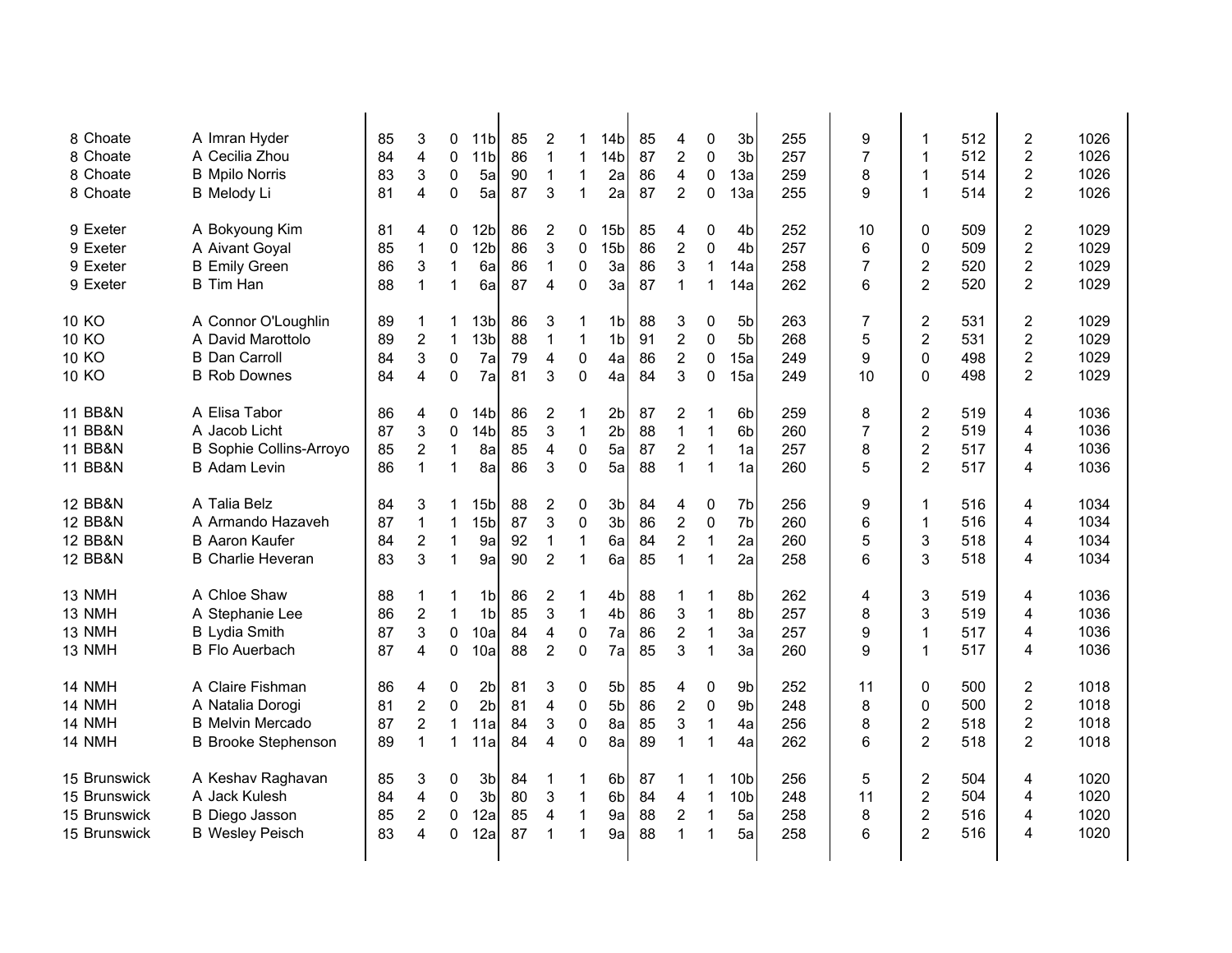| | | | | | | | | | | | | | | | | | | | | | |
|---|---|---|---|---|---|---|---|---|---|---|---|---|---|---|---|---|---|---|---|---|---|
| 8 | Choate | A | Imran Hyder | 85 | 3 | 0 | 11b | 85 | 2 | 1 | 14b | 85 | 4 | 0 | 3b | 255 | 9 | 1 | 512 | 2 | 1026 |
| 8 | Choate | A | Cecilia Zhou | 84 | 4 | 0 | 11b | 86 | 1 | 1 | 14b | 87 | 2 | 0 | 3b | 257 | 7 | 1 | 512 | 2 | 1026 |
| 8 | Choate | B | Mpilo Norris | 83 | 3 | 0 | 5a | 90 | 1 | 1 | 2a | 86 | 4 | 0 | 13a | 259 | 8 | 1 | 514 | 2 | 1026 |
| 8 | Choate | B | Melody Li | 81 | 4 | 0 | 5a | 87 | 3 | 1 | 2a | 87 | 2 | 0 | 13a | 255 | 9 | 1 | 514 | 2 | 1026 |
| | | | | | | | | | | | | | | | | | | | | | |
| 9 | Exeter | A | Bokyoung Kim | 81 | 4 | 0 | 12b | 86 | 2 | 0 | 15b | 85 | 4 | 0 | 4b | 252 | 10 | 0 | 509 | 2 | 1029 |
| 9 | Exeter | A | Aivant Goyal | 85 | 1 | 0 | 12b | 86 | 3 | 0 | 15b | 86 | 2 | 0 | 4b | 257 | 6 | 0 | 509 | 2 | 1029 |
| 9 | Exeter | B | Emily Green | 86 | 3 | 1 | 6a | 86 | 1 | 0 | 3a | 86 | 3 | 1 | 14a | 258 | 7 | 2 | 520 | 2 | 1029 |
| 9 | Exeter | B | Tim Han | 88 | 1 | 1 | 6a | 87 | 4 | 0 | 3a | 87 | 1 | 1 | 14a | 262 | 6 | 2 | 520 | 2 | 1029 |
| | | | | | | | | | | | | | | | | | | | | | |
| 10 | KO | A | Connor O'Loughlin | 89 | 1 | 1 | 13b | 86 | 3 | 1 | 1b | 88 | 3 | 0 | 5b | 263 | 7 | 2 | 531 | 2 | 1029 |
| 10 | KO | A | David Marottolo | 89 | 2 | 1 | 13b | 88 | 1 | 1 | 1b | 91 | 2 | 0 | 5b | 268 | 5 | 2 | 531 | 2 | 1029 |
| 10 | KO | B | Dan Carroll | 84 | 3 | 0 | 7a | 79 | 4 | 0 | 4a | 86 | 2 | 0 | 15a | 249 | 9 | 0 | 498 | 2 | 1029 |
| 10 | KO | B | Rob Downes | 84 | 4 | 0 | 7a | 81 | 3 | 0 | 4a | 84 | 3 | 0 | 15a | 249 | 10 | 0 | 498 | 2 | 1029 |
| | | | | | | | | | | | | | | | | | | | | | |
| 11 | BB&N | A | Elisa Tabor | 86 | 4 | 0 | 14b | 86 | 2 | 1 | 2b | 87 | 2 | 1 | 6b | 259 | 8 | 2 | 519 | 4 | 1036 |
| 11 | BB&N | A | Jacob Licht | 87 | 3 | 0 | 14b | 85 | 3 | 1 | 2b | 88 | 1 | 1 | 6b | 260 | 7 | 2 | 519 | 4 | 1036 |
| 11 | BB&N | B | Sophie Collins-Arroyo | 85 | 2 | 1 | 8a | 85 | 4 | 0 | 5a | 87 | 2 | 1 | 1a | 257 | 8 | 2 | 517 | 4 | 1036 |
| 11 | BB&N | B | Adam Levin | 86 | 1 | 1 | 8a | 86 | 3 | 0 | 5a | 88 | 1 | 1 | 1a | 260 | 5 | 2 | 517 | 4 | 1036 |
| | | | | | | | | | | | | | | | | | | | | | |
| 12 | BB&N | A | Talia Belz | 84 | 3 | 1 | 15b | 88 | 2 | 0 | 3b | 84 | 4 | 0 | 7b | 256 | 9 | 1 | 516 | 4 | 1034 |
| 12 | BB&N | A | Armando Hazaveh | 87 | 1 | 1 | 15b | 87 | 3 | 0 | 3b | 86 | 2 | 0 | 7b | 260 | 6 | 1 | 516 | 4 | 1034 |
| 12 | BB&N | B | Aaron Kaufer | 84 | 2 | 1 | 9a | 92 | 1 | 1 | 6a | 84 | 2 | 1 | 2a | 260 | 5 | 3 | 518 | 4 | 1034 |
| 12 | BB&N | B | Charlie Heveran | 83 | 3 | 1 | 9a | 90 | 2 | 1 | 6a | 85 | 1 | 1 | 2a | 258 | 6 | 3 | 518 | 4 | 1034 |
| | | | | | | | | | | | | | | | | | | | | | |
| 13 | NMH | A | Chloe Shaw | 88 | 1 | 1 | 1b | 86 | 2 | 1 | 4b | 88 | 1 | 1 | 8b | 262 | 4 | 3 | 519 | 4 | 1036 |
| 13 | NMH | A | Stephanie Lee | 86 | 2 | 1 | 1b | 85 | 3 | 1 | 4b | 86 | 3 | 1 | 8b | 257 | 8 | 3 | 519 | 4 | 1036 |
| 13 | NMH | B | Lydia Smith | 87 | 3 | 0 | 10a | 84 | 4 | 0 | 7a | 86 | 2 | 1 | 3a | 257 | 9 | 1 | 517 | 4 | 1036 |
| 13 | NMH | B | Flo Auerbach | 87 | 4 | 0 | 10a | 88 | 2 | 0 | 7a | 85 | 3 | 1 | 3a | 260 | 9 | 1 | 517 | 4 | 1036 |
| | | | | | | | | | | | | | | | | | | | | | |
| 14 | NMH | A | Claire Fishman | 86 | 4 | 0 | 2b | 81 | 3 | 0 | 5b | 85 | 4 | 0 | 9b | 252 | 11 | 0 | 500 | 2 | 1018 |
| 14 | NMH | A | Natalia Dorogi | 81 | 2 | 0 | 2b | 81 | 4 | 0 | 5b | 86 | 2 | 0 | 9b | 248 | 8 | 0 | 500 | 2 | 1018 |
| 14 | NMH | B | Melvin Mercado | 87 | 2 | 1 | 11a | 84 | 3 | 0 | 8a | 85 | 3 | 1 | 4a | 256 | 8 | 2 | 518 | 2 | 1018 |
| 14 | NMH | B | Brooke Stephenson | 89 | 1 | 1 | 11a | 84 | 4 | 0 | 8a | 89 | 1 | 1 | 4a | 262 | 6 | 2 | 518 | 2 | 1018 |
| | | | | | | | | | | | | | | | | | | | | | |
| 15 | Brunswick | A | Keshav Raghavan | 85 | 3 | 0 | 3b | 84 | 1 | 1 | 6b | 87 | 1 | 1 | 10b | 256 | 5 | 2 | 504 | 4 | 1020 |
| 15 | Brunswick | A | Jack Kulesh | 84 | 4 | 0 | 3b | 80 | 3 | 1 | 6b | 84 | 4 | 1 | 10b | 248 | 11 | 2 | 504 | 4 | 1020 |
| 15 | Brunswick | B | Diego Jasson | 85 | 2 | 0 | 12a | 85 | 4 | 1 | 9a | 88 | 2 | 1 | 5a | 258 | 8 | 2 | 516 | 4 | 1020 |
| 15 | Brunswick | B | Wesley Peisch | 83 | 4 | 0 | 12a | 87 | 1 | 1 | 9a | 88 | 1 | 1 | 5a | 258 | 6 | 2 | 516 | 4 | 1020 |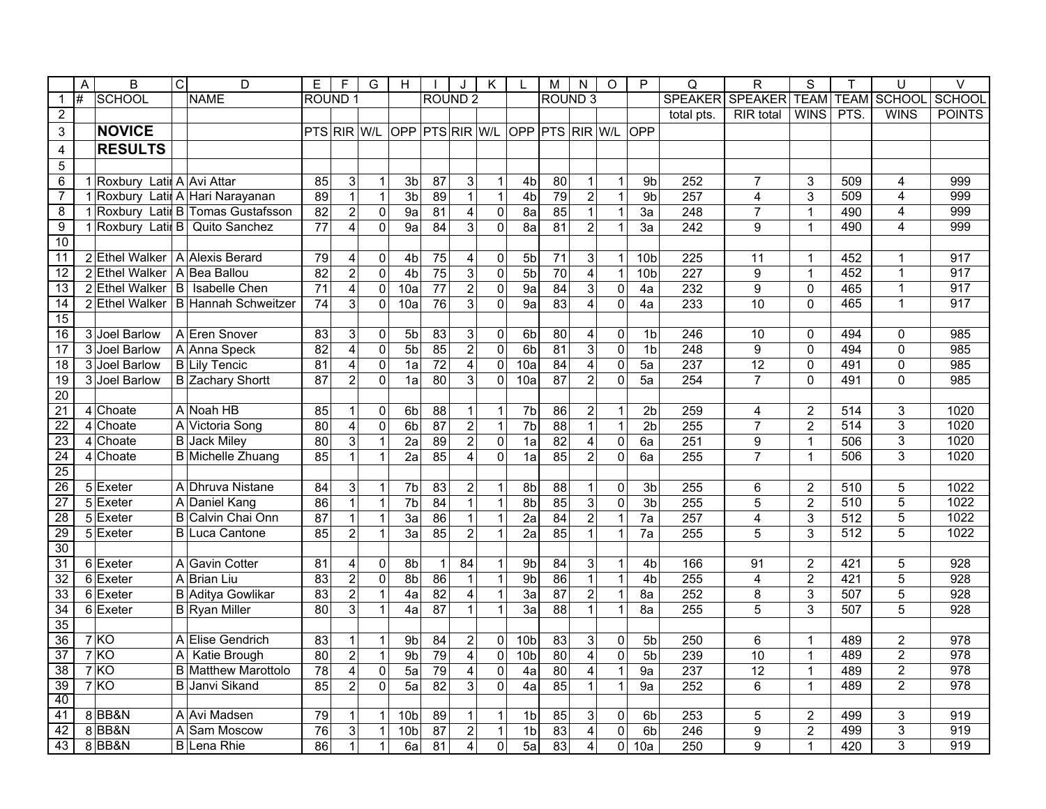| # | SCHOOL | | NAME | ROUND 1 | | | | ROUND 2 | | | | ROUND 3 | | | | SPEAKER | SPEAKER | TEAM | TEAM | SCHOOL | SCHOOL |
|---|---|---|---|---|---|---|---|---|---|---|---|---|---|---|---|---|---|---|---|---|---|
| | | | | | | | | | | | | | | | | total pts. | RIR total | WINS | PTS. | WINS | POINTS |
| | **NOVICE** | | | PTS | RIR | W/L | OPP | PTS | RIR | W/L | OPP | PTS | RIR | W/L | OPP | | | | | | |
| | **RESULTS** | | | | | | | | | | | | | | | | | | | | |
| | | | | | | | | | | | | | | | | | | | | | |
| 1 | Roxbury Lati | A | Avi Attar | 85 | 3 | 1 | 3b | 87 | 3 | 1 | 4b | 80 | 1 | 1 | 9b | 252 | 7 | 3 | 509 | 4 | 999 |
| 1 | Roxbury Lati | A | Hari Narayanan | 89 | 1 | 1 | 3b | 89 | 1 | 1 | 4b | 79 | 2 | 1 | 9b | 257 | 4 | 3 | 509 | 4 | 999 |
| 1 | Roxbury Lati | B | Tomas Gustafsson | 82 | 2 | 0 | 9a | 81 | 4 | 0 | 8a | 85 | 1 | 1 | 3a | 248 | 7 | 1 | 490 | 4 | 999 |
| 1 | Roxbury Lati | B | Quito Sanchez | 77 | 4 | 0 | 9a | 84 | 3 | 0 | 8a | 81 | 2 | 1 | 3a | 242 | 9 | 1 | 490 | 4 | 999 |
| | | | | | | | | | | | | | | | | | | | | | |
| 2 | Ethel Walker | A | Alexis Berard | 79 | 4 | 0 | 4b | 75 | 4 | 0 | 5b | 71 | 3 | 1 | 10b | 225 | 11 | 1 | 452 | 1 | 917 |
| 2 | Ethel Walker | A | Bea Ballou | 82 | 2 | 0 | 4b | 75 | 3 | 0 | 5b | 70 | 4 | 1 | 10b | 227 | 9 | 1 | 452 | 1 | 917 |
| 2 | Ethel Walker | B | Isabelle Chen | 71 | 4 | 0 | 10a | 77 | 2 | 0 | 9a | 84 | 3 | 0 | 4a | 232 | 9 | 0 | 465 | 1 | 917 |
| 2 | Ethel Walker | B | Hannah Schweitzer | 74 | 3 | 0 | 10a | 76 | 3 | 0 | 9a | 83 | 4 | 0 | 4a | 233 | 10 | 0 | 465 | 1 | 917 |
| | | | | | | | | | | | | | | | | | | | | | |
| 3 | Joel Barlow | A | Eren Snover | 83 | 3 | 0 | 5b | 83 | 3 | 0 | 6b | 80 | 4 | 0 | 1b | 246 | 10 | 0 | 494 | 0 | 985 |
| 3 | Joel Barlow | A | Anna Speck | 82 | 4 | 0 | 5b | 85 | 2 | 0 | 6b | 81 | 3 | 0 | 1b | 248 | 9 | 0 | 494 | 0 | 985 |
| 3 | Joel Barlow | B | Lily Tencic | 81 | 4 | 0 | 1a | 72 | 4 | 0 | 10a | 84 | 4 | 0 | 5a | 237 | 12 | 0 | 491 | 0 | 985 |
| 3 | Joel Barlow | B | Zachary Shortt | 87 | 2 | 0 | 1a | 80 | 3 | 0 | 10a | 87 | 2 | 0 | 5a | 254 | 7 | 0 | 491 | 0 | 985 |
| | | | | | | | | | | | | | | | | | | | | | |
| 4 | Choate | A | Noah HB | 85 | 1 | 0 | 6b | 88 | 1 | 1 | 7b | 86 | 2 | 1 | 2b | 259 | 4 | 2 | 514 | 3 | 1020 |
| 4 | Choate | A | Victoria Song | 80 | 4 | 0 | 6b | 87 | 2 | 1 | 7b | 88 | 1 | 1 | 2b | 255 | 7 | 2 | 514 | 3 | 1020 |
| 4 | Choate | B | Jack Miley | 80 | 3 | 1 | 2a | 89 | 2 | 0 | 1a | 82 | 4 | 0 | 6a | 251 | 9 | 1 | 506 | 3 | 1020 |
| 4 | Choate | B | Michelle Zhuang | 85 | 1 | 1 | 2a | 85 | 4 | 0 | 1a | 85 | 2 | 0 | 6a | 255 | 7 | 1 | 506 | 3 | 1020 |
| | | | | | | | | | | | | | | | | | | | | | |
| 5 | Exeter | A | Dhruva Nistane | 84 | 3 | 1 | 7b | 83 | 2 | 1 | 8b | 88 | 1 | 0 | 3b | 255 | 6 | 2 | 510 | 5 | 1022 |
| 5 | Exeter | A | Daniel Kang | 86 | 1 | 1 | 7b | 84 | 1 | 1 | 8b | 85 | 3 | 0 | 3b | 255 | 5 | 2 | 510 | 5 | 1022 |
| 5 | Exeter | B | Calvin Chai Onn | 87 | 1 | 1 | 3a | 86 | 1 | 1 | 2a | 84 | 2 | 1 | 7a | 257 | 4 | 3 | 512 | 5 | 1022 |
| 5 | Exeter | B | Luca Cantone | 85 | 2 | 1 | 3a | 85 | 2 | 1 | 2a | 85 | 1 | 1 | 7a | 255 | 5 | 3 | 512 | 5 | 1022 |
| | | | | | | | | | | | | | | | | | | | | | |
| 6 | Exeter | A | Gavin Cotter | 81 | 4 | 0 | 8b | 1 | 84 | 1 | 9b | 84 | 3 | 1 | 4b | 166 | 91 | 2 | 421 | 5 | 928 |
| 6 | Exeter | A | Brian Liu | 83 | 2 | 0 | 8b | 86 | 1 | 1 | 9b | 86 | 1 | 1 | 4b | 255 | 4 | 2 | 421 | 5 | 928 |
| 6 | Exeter | B | Aditya Gowlikar | 83 | 2 | 1 | 4a | 82 | 4 | 1 | 3a | 87 | 2 | 1 | 8a | 252 | 8 | 3 | 507 | 5 | 928 |
| 6 | Exeter | B | Ryan Miller | 80 | 3 | 1 | 4a | 87 | 1 | 1 | 3a | 88 | 1 | 1 | 8a | 255 | 5 | 3 | 507 | 5 | 928 |
| | | | | | | | | | | | | | | | | | | | | | |
| 7 | KO | A | Elise Gendrich | 83 | 1 | 1 | 9b | 84 | 2 | 0 | 10b | 83 | 3 | 0 | 5b | 250 | 6 | 1 | 489 | 2 | 978 |
| 7 | KO | A | Katie Brough | 80 | 2 | 1 | 9b | 79 | 4 | 0 | 10b | 80 | 4 | 0 | 5b | 239 | 10 | 1 | 489 | 2 | 978 |
| 7 | KO | B | Matthew Marottolo | 78 | 4 | 0 | 5a | 79 | 4 | 0 | 4a | 80 | 4 | 1 | 9a | 237 | 12 | 1 | 489 | 2 | 978 |
| 7 | KO | B | Janvi Sikand | 85 | 2 | 0 | 5a | 82 | 3 | 0 | 4a | 85 | 1 | 1 | 9a | 252 | 6 | 1 | 489 | 2 | 978 |
| | | | | | | | | | | | | | | | | | | | | | |
| 8 | BB&N | A | Avi Madsen | 79 | 1 | 1 | 10b | 89 | 1 | 1 | 1b | 85 | 3 | 0 | 6b | 253 | 5 | 2 | 499 | 3 | 919 |
| 8 | BB&N | A | Sam Moscow | 76 | 3 | 1 | 10b | 87 | 2 | 1 | 1b | 83 | 4 | 0 | 6b | 246 | 9 | 2 | 499 | 3 | 919 |
| 8 | BB&N | B | Lena Rhie | 86 | 1 | 1 | 6a | 81 | 4 | 0 | 5a | 83 | 4 | 0 | 10a | 250 | 9 | 1 | 420 | 3 | 919 |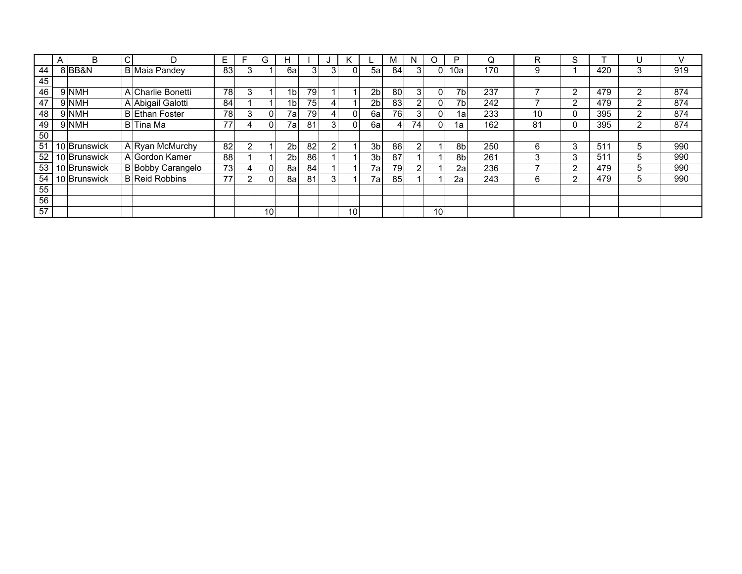| | A | B | C | D | E | F | G | H | I | J | K | L | M | N | O | P | Q | R | S | T | U | V |
|---|---|---|---|---|---|---|---|---|---|---|---|---|---|---|---|---|---|---|---|---|---|---|
| 44 | 8 | BB&N | B | Maia Pandey | 83 | 3 | 1 | 6a | 3 | 3 | 0 | 5a | 84 | 3 | 0 | 10a | 170 | 9 | 1 | 420 | 3 | 919 |
| 45 | | | | | | | | | | | | | | | | | | | | | | |
| 46 | 9 | NMH | A | Charlie Bonetti | 78 | 3 | 1 | 1b | 79 | 1 | 1 | 2b | 80 | 3 | 0 | 7b | 237 | 7 | 2 | 479 | 2 | 874 |
| 47 | 9 | NMH | A | Abigail Galotti | 84 | 1 | 1 | 1b | 75 | 4 | 1 | 2b | 83 | 2 | 0 | 7b | 242 | 7 | 2 | 479 | 2 | 874 |
| 48 | 9 | NMH | B | Ethan Foster | 78 | 3 | 0 | 7a | 79 | 4 | 0 | 6a | 76 | 3 | 0 | 1a | 233 | 10 | 0 | 395 | 2 | 874 |
| 49 | 9 | NMH | B | Tina Ma | 77 | 4 | 0 | 7a | 81 | 3 | 0 | 6a | 4 | 74 | 0 | 1a | 162 | 81 | 0 | 395 | 2 | 874 |
| 50 | | | | | | | | | | | | | | | | | | | | | | |
| 51 | 10 | Brunswick | A | Ryan McMurchy | 82 | 2 | 1 | 2b | 82 | 2 | 1 | 3b | 86 | 2 | 1 | 8b | 250 | 6 | 3 | 511 | 5 | 990 |
| 52 | 10 | Brunswick | A | Gordon Kamer | 88 | 1 | 1 | 2b | 86 | 1 | 1 | 3b | 87 | 1 | 1 | 8b | 261 | 3 | 3 | 511 | 5 | 990 |
| 53 | 10 | Brunswick | B | Bobby Carangelo | 73 | 4 | 0 | 8a | 84 | 1 | 1 | 7a | 79 | 2 | 1 | 2a | 236 | 7 | 2 | 479 | 5 | 990 |
| 54 | 10 | Brunswick | B | Reid Robbins | 77 | 2 | 0 | 8a | 81 | 3 | 1 | 7a | 85 | 1 | 1 | 2a | 243 | 6 | 2 | 479 | 5 | 990 |
| 55 | | | | | | | | | | | | | | | | | | | | | | |
| 56 | | | | | | | | | | | | | | | | | | | | | | |
| 57 | | | | | | | 10 | | | | 10 | | | | 10 | | | | | | | |